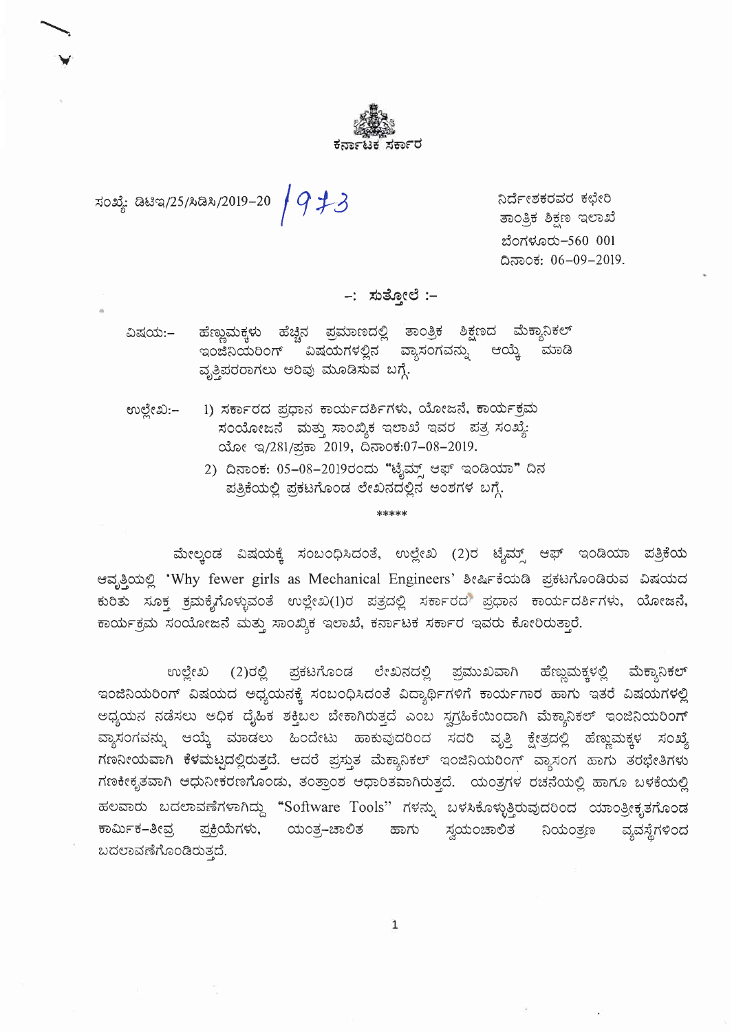ಕರ್ನಾಟಕ ಸರ್ಕಾರ

ಸಂಖ್ಯೆ: ಡಿಟಿಇ/25/ಸಿಡಿಸಿ/2019–20 1973

ನಿರ್ದೇಶಕರವರ ಕಛೇರಿ
ತಾಂತ್ರಿಕ ಶಿಕ್ಷಣ ಇಲಾಖೆ
ಬೆಂಗಳೂರು–560 001
ದಿನಾಂಕ: 06–09–2019.

## –: ಸುತ್ತೋಲೆ :–

ವಿಷಯ:– ಹೆಣ್ಣುಮಕ್ಕಳು ಹೆಚ್ಚಿನ ಪ್ರಮಾಣದಲ್ಲಿ ತಾಂತ್ರಿಕ ಶಿಕ್ಷಣದ ಮೆಕ್ಯಾನಿಕಲ್ ಇಂಜಿನಿಯರಿಂಗ್ ವಿಷಯಗಳಲ್ಲಿನ ವ್ಯಾಸಂಗವನ್ನು ಆಯ್ಕೆ ಮಾಡಿ ವೃತ್ತಿಪರರಾಗಲು ಅರಿವು ಮೂಡಿಸುವ ಬಗ್ಗೆ.

ಉಲ್ಲೇಖ:–
1) ಸರ್ಕಾರದ ಪ್ರಧಾನ ಕಾರ್ಯದರ್ಶಿಗಳು, ಯೋಜನೆ, ಕಾರ್ಯಕ್ರಮ ಸಂಯೋಜನೆ ಮತ್ತು ಸಾಂಖ್ಯಿಕ ಇಲಾಖೆ ಇವರ ಪತ್ರ ಸಂಖ್ಯೆ: ಯೋ ಇ/281/ಪ್ರಕಾ 2019, ದಿನಾಂಕ:07–08–2019.
2) ದಿನಾಂಕ: 05–08–2019ರಂದು "ಟೈಮ್ಸ್ ಆಫ್ ಇಂಡಿಯಾ" ದಿನ ಪತ್ರಿಕೆಯಲ್ಲಿ ಪ್ರಕಟಗೊಂಡ ಲೇಖನದಲ್ಲಿನ ಅಂಶಗಳ ಬಗ್ಗೆ.

\*\*\*\*\*

ಮೇಲ್ಕಂಡ ವಿಷಯಕ್ಕೆ ಸಂಬಂಧಿಸಿದಂತೆ, ಉಲ್ಲೇಖ (2)ರ ಟೈಮ್ಸ್ ಆಫ್ ಇಂಡಿಯಾ ಪತ್ರಿಕೆಯ ಆವೃತ್ತಿಯಲ್ಲಿ 'Why fewer girls as Mechanical Engineers' ಶೀರ್ಷಿಕೆಯಡಿ ಪ್ರಕಟಗೊಂಡಿರುವ ವಿಷಯದ ಕುರಿತು ಸೂಕ್ತ ಕ್ರಮಕೈಗೊಳ್ಳುವಂತೆ ಉಲ್ಲೇಖ(1)ರ ಪತ್ರದಲ್ಲಿ ಸರ್ಕಾರದ ಪ್ರಧಾನ ಕಾರ್ಯದರ್ಶಿಗಳು, ಯೋಜನೆ, ಕಾರ್ಯಕ್ರಮ ಸಂಯೋಜನೆ ಮತ್ತು ಸಾಂಖ್ಯಿಕ ಇಲಾಖೆ, ಕರ್ನಾಟಕ ಸರ್ಕಾರ ಇವರು ಕೋರಿರುತ್ತಾರೆ.

ಉಲ್ಲೇಖ (2)ರಲ್ಲಿ ಪ್ರಕಟಗೊಂಡ ಲೇಖನದಲ್ಲಿ ಪ್ರಮುಖವಾಗಿ ಹೆಣ್ಣುಮಕ್ಕಳಲ್ಲಿ ಮೆಕ್ಯಾನಿಕಲ್ ಇಂಜಿನಿಯರಿಂಗ್ ವಿಷಯದ ಅಧ್ಯಯನಕ್ಕೆ ಸಂಬಂಧಿಸಿದಂತೆ ವಿದ್ಯಾರ್ಥಿಗಳಿಗೆ ಕಾರ್ಯಗಾರ ಹಾಗು ಇತರೆ ವಿಷಯಗಳಲ್ಲಿ ಅಧ್ಯಯನ ನಡೆಸಲು ಅಧಿಕ ದೈಹಿಕ ಶಕ್ತಿಬಲ ಬೇಕಾಗಿರುತ್ತದೆ ಎಂಬ ಸ್ವಗ್ರಹಿಕೆಯಿಂದಾಗಿ ಮೆಕ್ಯಾನಿಕಲ್ ಇಂಜಿನಿಯರಿಂಗ್ ವ್ಯಾಸಂಗವನ್ನು ಆಯ್ಕೆ ಮಾಡಲು ಹಿಂದೇಟು ಹಾಕುವುದರಿಂದ ಸದರಿ ವೃತ್ತಿ ಕ್ಷೇತ್ರದಲ್ಲಿ ಹೆಣ್ಣುಮಕ್ಕಳ ಸಂಖ್ಯೆ ಗಣನೀಯವಾಗಿ ಕೆಳಮಟ್ಟದಲ್ಲಿರುತ್ತದೆ. ಆದರೆ ಪ್ರಸ್ತುತ ಮೆಕ್ಯಾನಿಕಲ್ ಇಂಜಿನಿಯರಿಂಗ್ ವ್ಯಾಸಂಗ ಹಾಗು ತರಭೇತಿಗಳು ಗಣಕೀಕೃತವಾಗಿ ಆಧುನೀಕರಣಗೊಂಡು, ತಂತ್ರಾಂಶ ಆಧಾರಿತವಾಗಿರುತ್ತದೆ. ಯಂತ್ರಗಳ ರಚನೆಯಲ್ಲಿ ಹಾಗೂ ಬಳಕೆಯಲ್ಲಿ ಹಲವಾರು ಬದಲಾವಣೆಗಳಾಗಿದ್ದು "Software Tools" ಗಳನ್ನು ಬಳಸಿಕೊಳ್ಳುತ್ತಿರುವುದರಿಂದ ಯಾಂತ್ರೀಕೃತಗೊಂಡ ಕಾರ್ಮಿಕ–ತೀವ್ರ ಪ್ರಕ್ರಿಯೆಗಳು, ಯಂತ್ರ–ಚಾಲಿತ ಹಾಗು ಸ್ವಯಂಚಾಲಿತ ನಿಯಂತ್ರಣ ವ್ಯವಸ್ಥೆಗಳಿಂದ ಬದಲಾವಣೆಗೊಂಡಿರುತ್ತದೆ.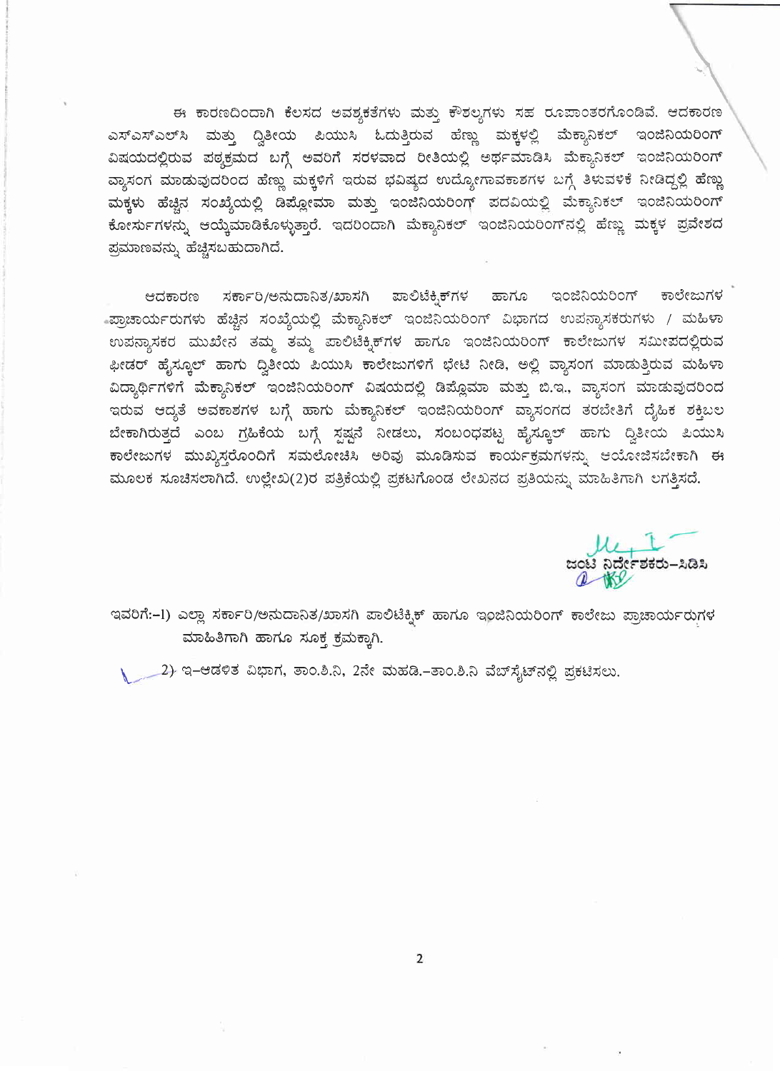ಈ ಕಾರಣದಿಂದಾಗಿ ಕೆಲಸದ ಅವಶ್ಯಕತೆಗಳು ಮತ್ತು ಕೌಶಲ್ಯಗಳು ಸಹ ರೂಪಾಂತರಗೊಂಡಿವೆ. ಆದಕಾರಣ ಎಸ್‌ಎಸ್‌ಎಲ್‌ಸಿ ಮತ್ತು ದ್ವಿತೀಯ ಪಿಯುಸಿ ಓದುತ್ತಿರುವ ಹೆಣ್ಣು ಮಕ್ಕಳಲ್ಲಿ ಮೆಕ್ಯಾನಿಕಲ್ ಇಂಜಿನಿಯರಿಂಗ್ ವಿಷಯದಲ್ಲಿರುವ ಪಠ್ಯಕ್ರಮದ ಬಗ್ಗೆ ಅವರಿಗೆ ಸರಳವಾದ ರೀತಿಯಲ್ಲಿ ಅರ್ಥಮಾಡಿಸಿ ಮೆಕ್ಯಾನಿಕಲ್ ಇಂಜಿನಿಯರಿಂಗ್ ವ್ಯಾಸಂಗ ಮಾಡುವುದರಿಂದ ಹೆಣ್ಣು ಮಕ್ಕಳಿಗೆ ಇರುವ ಭವಿಷ್ಯದ ಉದ್ಯೋಗಾವಕಾಶಗಳ ಬಗ್ಗೆ ತಿಳುವಳಿಕೆ ನೀಡಿದ್ದಲ್ಲಿ ಹೆಣ್ಣು ಮಕ್ಕಳು ಹೆಚ್ಚಿನ ಸಂಖ್ಯೆಯಲ್ಲಿ ಡಿಪ್ಲೋಮಾ ಮತ್ತು ಇಂಜಿನಿಯರಿಂಗ್ ಪದವಿಯಲ್ಲಿ ಮೆಕ್ಯಾನಿಕಲ್ ಇಂಜಿನಿಯರಿಂಗ್ ಕೋರ್ಸುಗಳನ್ನು ಆಯ್ಕೆಮಾಡಿಕೊಳ್ಳುತ್ತಾರೆ. ಇದರಿಂದಾಗಿ ಮೆಕ್ಯಾನಿಕಲ್ ಇಂಜಿನಿಯರಿಂಗ್‌ನಲ್ಲಿ ಹೆಣ್ಣು ಮಕ್ಕಳ ಪ್ರವೇಶದ ಪ್ರಮಾಣವನ್ನು ಹೆಚ್ಚಿಸಬಹುದಾಗಿದೆ.

ಆದಕಾರಣ ಸರ್ಕಾರಿ/ಅನುದಾನಿತ/ಖಾಸಗಿ ಪಾಲಿಟೆಕ್ನಿಕ್‌ಗಳ ಹಾಗೂ ಇಂಜಿನಿಯರಿಂಗ್ ಕಾಲೇಜುಗಳ ಪ್ರಾಚಾರ್ಯರುಗಳು ಹೆಚ್ಚಿನ ಸಂಖ್ಯೆಯಲ್ಲಿ ಮೆಕ್ಯಾನಿಕಲ್ ಇಂಜಿನಿಯರಿಂಗ್ ವಿಭಾಗದ ಉಪನ್ಯಾಸಕರುಗಳು / ಮಹಿಳಾ ಉಪನ್ಯಾಸಕರ ಮುಖೇನ ತಮ್ಮ ತಮ್ಮ ಪಾಲಿಟೆಕ್ನಿಕ್‌ಗಳ ಹಾಗೂ ಇಂಜಿನಿಯರಿಂಗ್ ಕಾಲೇಜುಗಳ ಸಮೀಪದಲ್ಲಿರುವ ಫೀಡರ್ ಹೈಸ್ಕೂಲ್ ಹಾಗು ದ್ವಿತೀಯ ಪಿಯುಸಿ ಕಾಲೇಜುಗಳಿಗೆ ಭೇಟಿ ನೀಡಿ, ಅಲ್ಲಿ ವ್ಯಾಸಂಗ ಮಾಡುತ್ತಿರುವ ಮಹಿಳಾ ವಿದ್ಯಾರ್ಥಿಗಳಿಗೆ ಮೆಕ್ಯಾನಿಕಲ್ ಇಂಜಿನಿಯರಿಂಗ್ ವಿಷಯದಲ್ಲಿ ಡಿಪ್ಲೊಮಾ ಮತ್ತು ಬಿ.ಇ., ವ್ಯಾಸಂಗ ಮಾಡುವುದರಿಂದ ಇರುವ ಆದ್ಯತೆ ಅವಕಾಶಗಳ ಬಗ್ಗೆ ಹಾಗು ಮೆಕ್ಯಾನಿಕಲ್ ಇಂಜಿನಿಯರಿಂಗ್ ವ್ಯಾಸಂಗದ ತರಬೇತಿಗೆ ದೈಹಿಕ ಶಕ್ತಿಬಲ ಬೇಕಾಗಿರುತ್ತದೆ ಎಂಬ ಗ್ರಹಿಕೆಯ ಬಗ್ಗೆ ಸ್ಪಷ್ಟನೆ ನೀಡಲು, ಸಂಬಂಧಪಟ್ಟ ಹೈಸ್ಕೂಲ್ ಹಾಗು ದ್ವಿತೀಯ ಪಿಯುಸಿ ಕಾಲೇಜುಗಳ ಮುಖ್ಯಸ್ಥರೊಂದಿಗೆ ಸಮಲೋಚಿಸಿ ಅರಿವು ಮೂಡಿಸುವ ಕಾರ್ಯಕ್ರಮಗಳನ್ನು ಆಯೋಜಿಸಬೇಕಾಗಿ ಈ ಮೂಲಕ ಸೂಚಿಸಲಾಗಿದೆ. ಉಲ್ಲೇಖ(2)ರ ಪತ್ರಿಕೆಯಲ್ಲಿ ಪ್ರಕಟಗೊಂಡ ಲೇಖನದ ಪ್ರತಿಯನ್ನು ಮಾಹಿತಿಗಾಗಿ ಲಗತ್ತಿಸಿದೆ.

ಜಂಟಿ ನಿರ್ದೇಶಕರು–ಸಿಡಿಸಿ

ಇವರಿಗೆ:–1) ಎಲ್ಲಾ ಸರ್ಕಾರಿ/ಅನುದಾನಿತ/ಖಾಸಗಿ ಪಾಲಿಟೆಕ್ನಿಕ್ ಹಾಗೂ ಇಂಜಿನಿಯರಿಂಗ್ ಕಾಲೇಜು ಪ್ರಾಚಾರ್ಯರುಗಳ ಮಾಹಿತಿಗಾಗಿ ಹಾಗೂ ಸೂಕ್ತ ಕ್ರಮಕ್ಕಾಗಿ.

2) ಇ–ಆಡಳಿತ ವಿಭಾಗ, ತಾಂ.ಶಿ.ನಿ, 2ನೇ ಮಹಡಿ.–ತಾಂ.ಶಿ.ನಿ ವೆಬ್‌ಸೈಟ್‌ನಲ್ಲಿ ಪ್ರಕಟಿಸಲು.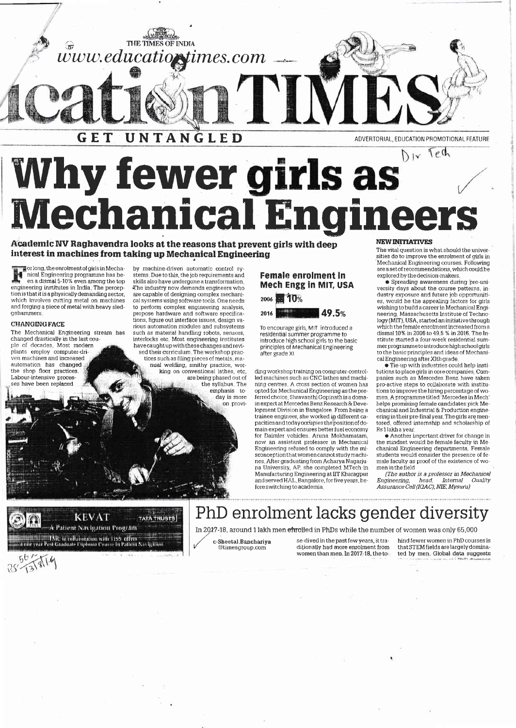THE TIMES OF INDIA
www.educationtimes.com

# Education TIMES

**GET UNTANGLED**

ADVERTORIAL, EDUCATION PROMOTIONAL FEATURE

Dir Tech

# Why fewer girls as Mechanical Engineers

**Academic NV Raghavendra looks at the reasons that prevent girls with deep interest in machines from taking up Mechanical Engineering**

For long, the enrolment of girls in Mechanical Engineering programme has been a dismal 5-10% even among the top engineering institutes in India. The perception is that it is a physically demanding sector, which involves cutting metal on machines and forging a piece of metal with heavy sledgehammers.

### CHANGING FACE

The Mechanical Engineering stream has changed drastically in the last couple of decades. Most modern plants employ computer-driven machines and increased automation has changed the shop floor practices. Labour-intensive processes have been replaced by machine-driven automatic control systems. Due to this, the job requirements and skills also have undergone a transformation. The industry now demands engineers who are capable of designing complex mechanical systems using software tools. One needs to perform complex engineering analysis, propose hardware and software specifications, figure out interface issues, design various automation modules and subsystems such as material handling robots, sensors, interlocks etc. Most engineering institutes have caught up with these changes and revised their curriculum. The workshop practices such as filing pieces of metals, manual welding, smithy practice, working on conventional lathes, etc, are being phased out of the syllabus. The emphasis today is more on providing workshop training on computer-controlled machines such as CNC lathes and machining centres. A cross section of women has opted for Mechanical Engineering as the preferred choice. Shravanthi Gopinath is a domain expert at Mercedes Benz Research & Development Division in Bangalore. From being a trainee engineer, she worked in different capacities and today occupies the position of domain expert and ensures better fuel economy for Daimler vehicles. Aruna Mokhamatam, now an assistant professor in Mechanical Engineering refused to comply with the misconception that women cannot study machines. After graduating from Acharya Nagarjuna University, AP, she completed MTech in Manufacturing Engineering at IIT Kharagpur and served HAL, Bangalore, for five years, before switching to academia.

**Female enrolment in Mech Engg in MIT, USA**

2006 10%

2016 49.5%

To encourage girls, MIT introduced a residential summer programme to introduce high school girls to the basic principles of Mechanical Engineering after grade XI

### NEW INITIATIVES

The vital question is what should the universities do to improve the enrolment of girls in Mechanical Engineering courses. Following are a set of recommendations, which could be explored by the decision-makers.

- Spreading awareness during pre-university days about the course patterns, industry exposure and future job opportunities, would be the appealing factors for girls wishing to build a career in Mechanical Engineering. Massachusetts Institute of Technology (MIT), USA, started an initiative through which the female enrolment increased from a dismal 10% in 2006 to 49.5 % in 2016. The Institute started a four-week residential summer programme to introduce high school girls to the basic principles and ideas of Mechanical Engineering after XIth grade.
- Tie-up with industries could help institutions to place girls in core companies. Companies such as Mercedes Benz have taken pro-active steps to collaborate with institutions to improve the hiring percentage of women. A programme titled 'Mercedes in Mech' helps promising female candidates pick Mechanical and Industrial & Production engineering in their pre-final year. The girls are mentored, offered internship and scholarship of Rs 1 lakh a year.
- Another important driver for change in the mindset would be female faculty in Mechanical Engineering departments. Female students would consider the presence of female faculty as proof of the existence of women in the field.

*(The author is a professor in Mechanical Engineering, head, Internal Quality Assurance Cell (IQAC), NIE, Mysuru)*

KEVAT — A Patient Navigation Program — TATA TRUSTS

TMC in collaboration with TISS offers a one year Post Graduate Diploma Course in Patient Navigation

## PhD enrolment lacks gender diversity

In 2017-18, around 1 lakh men enrolled in PhDs while the number of women was only 65,000

c-Sheetal.Banchariya
@timesgroup.com

se-dived in the past few years, it traditionally had more enrolment from women than men. In 2017-18, the to- hind fewer women in PhD courses is that STEM fields are largely dominated by men. Global data suggests

Rs 56/- 13/8/19